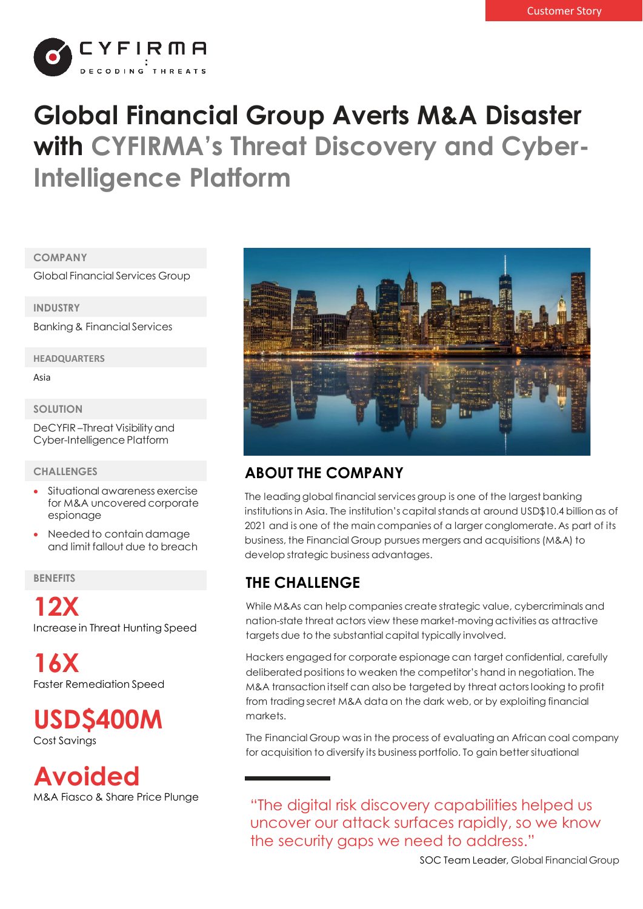Customer Story

CYFIRMA
DECODING THREATS

# Global Financial Group Averts M&A Disaster with CYFIRMA's Threat Discovery and Cyber-Intelligence Platform

**COMPANY**

Global Financial Services Group

**INDUSTRY**

Banking & Financial Services

**HEADQUARTERS**

Asia

**SOLUTION**

DeCYFIR –Threat Visibility and Cyber-Intelligence Platform

**CHALLENGES**

- Situational awareness exercise for M&A uncovered corporate espionage
- Needed to contain damage and limit fallout due to breach

**BENEFITS**

**12X**
Increase in Threat Hunting Speed

**16X**
Faster Remediation Speed

**USD$400M**
Cost Savings

**Avoided**
M&A Fiasco & Share Price Plunge

## ABOUT THE COMPANY

The leading global financial services group is one of the largest banking institutions in Asia. The institution's capital stands at around USD$10.4 billion as of 2021 and is one of the main companies of a larger conglomerate. As part of its business, the Financial Group pursues mergers and acquisitions (M&A) to develop strategic business advantages.

## THE CHALLENGE

While M&As can help companies create strategic value, cybercriminals and nation-state threat actors view these market-moving activities as attractive targets due to the substantial capital typically involved.

Hackers engaged for corporate espionage can target confidential, carefully deliberated positions to weaken the competitor's hand in negotiation. The M&A transaction itself can also be targeted by threat actors looking to profit from trading secret M&A data on the dark web, or by exploiting financial markets.

The Financial Group was in the process of evaluating an African coal company for acquisition to diversify its business portfolio. To gain better situational

> "The digital risk discovery capabilities helped us uncover our attack surfaces rapidly, so we know the security gaps we need to address."
>
> SOC Team Leader, Global Financial Group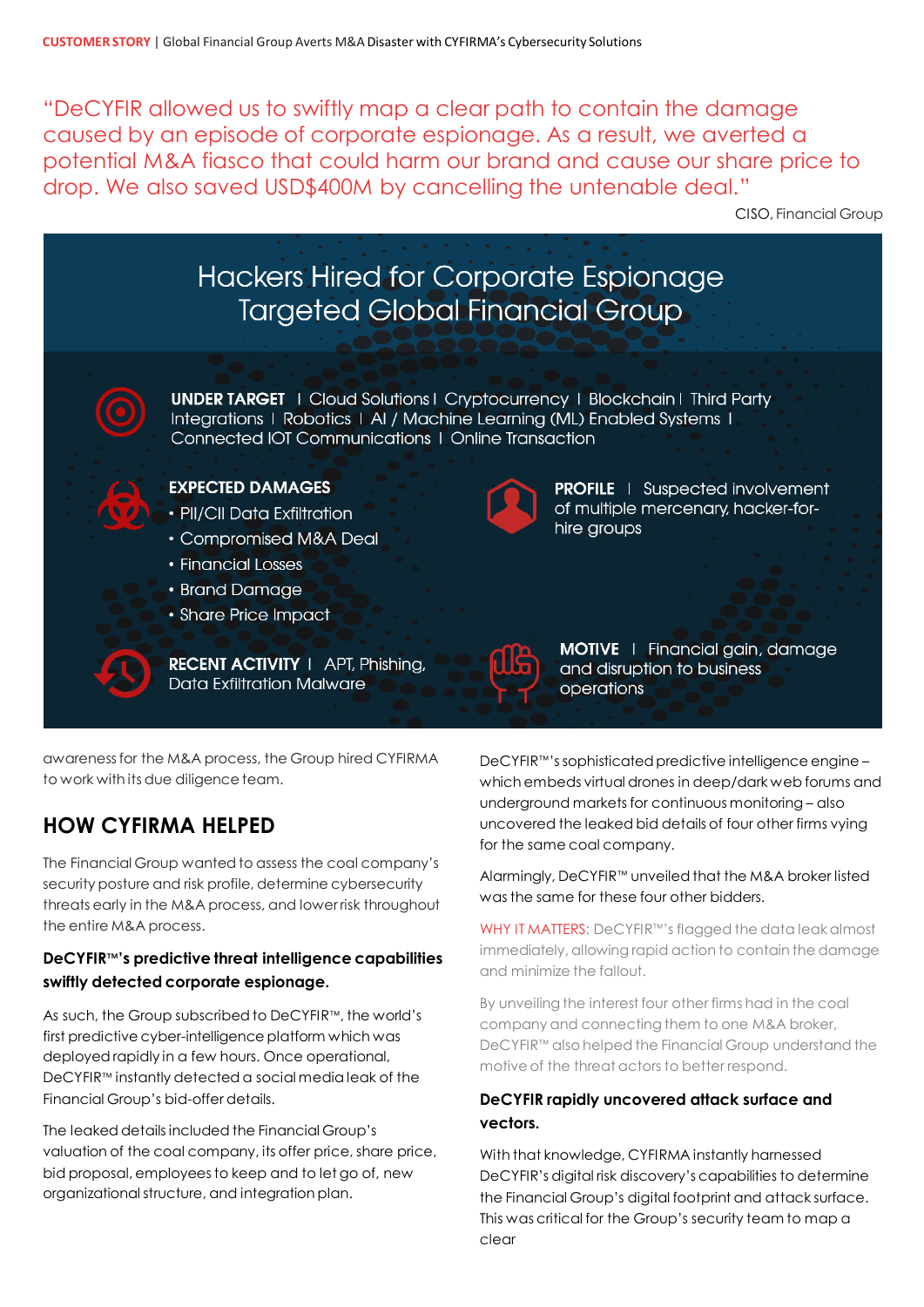"DeCYFIR allowed us to swiftly map a clear path to contain the damage caused by an episode of corporate espionage. As a result, we averted a potential M&A fiasco that could harm our brand and cause our share price to drop. We also saved USD$400M by cancelling the untenable deal."

CISO, Financial Group

## Hackers Hired for Corporate Espionage Targeted Global Financial Group

**UNDER TARGET** | Cloud Solutions | Cryptocurrency | Blockchain | Third Party Integrations | Robotics | AI / Machine Learning (ML) Enabled Systems | Connected IOT Communications | Online Transaction

**EXPECTED DAMAGES**

- PII/CII Data Exfiltration
- Compromised M&A Deal
- Financial Losses
- Brand Damage
- Share Price Impact

**PROFILE** | Suspected involvement of multiple mercenary, hacker-for-hire groups

**RECENT ACTIVITY** | APT, Phishing, Data Exfiltration Malware

**MOTIVE** | Financial gain, damage and disruption to business operations

awareness for the M&A process, the Group hired CYFIRMA to work with its due diligence team.

## HOW CYFIRMA HELPED

The Financial Group wanted to assess the coal company's security posture and risk profile, determine cybersecurity threats early in the M&A process, and lower risk throughout the entire M&A process.

**DeCYFIR™'s predictive threat intelligence capabilities swiftly detected corporate espionage.**

As such, the Group subscribed to DeCYFIR™, the world's first predictive cyber-intelligence platform which was deployed rapidly in a few hours. Once operational, DeCYFIR™ instantly detected a social media leak of the Financial Group's bid-offer details.

The leaked details included the Financial Group's valuation of the coal company, its offer price, share price, bid proposal, employees to keep and to let go of, new organizational structure, and integration plan.

DeCYFIR™'s sophisticated predictive intelligence engine – which embeds virtual drones in deep/dark web forums and underground markets for continuous monitoring – also uncovered the leaked bid details of four other firms vying for the same coal company.

Alarmingly, DeCYFIR™ unveiled that the M&A broker listed was the same for these four other bidders.

WHY IT MATTERS: DeCYFIR™'s flagged the data leak almost immediately, allowing rapid action to contain the damage and minimize the fallout.

By unveiling the interest four other firms had in the coal company and connecting them to one M&A broker, DeCYFIR™ also helped the Financial Group understand the motive of the threat actors to better respond.

**DeCYFIR rapidly uncovered attack surface and vectors.**

With that knowledge, CYFIRMA instantly harnessed DeCYFIR's digital risk discovery's capabilities to determine the Financial Group's digital footprint and attack surface. This was critical for the Group's security team to map a clear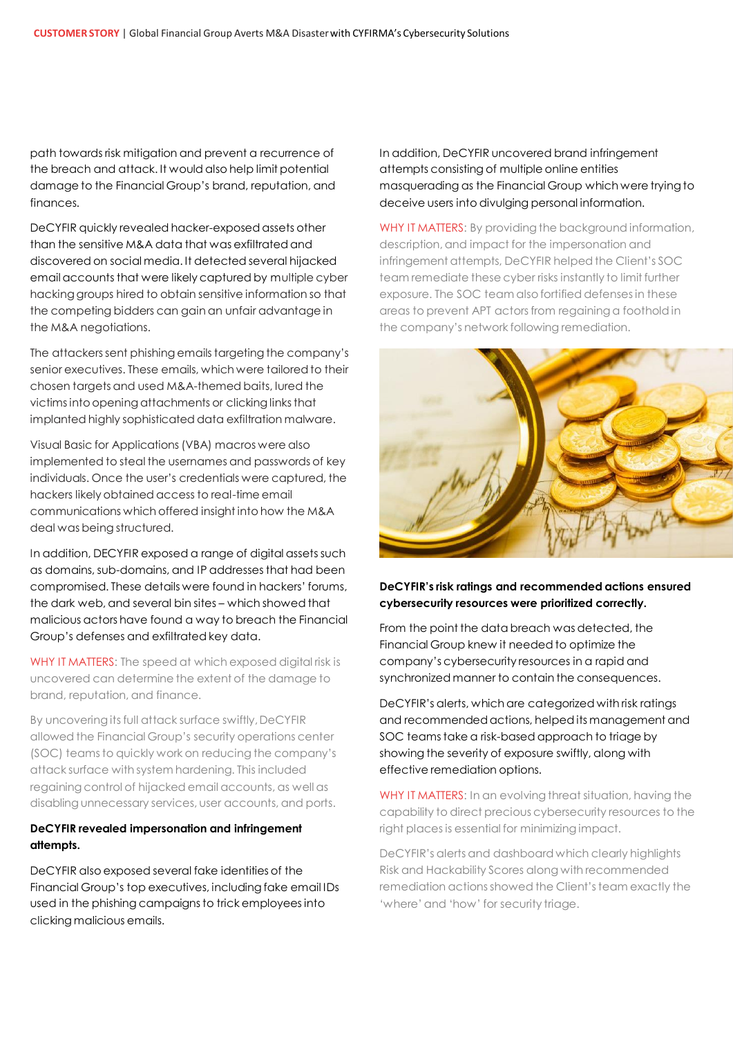path towards risk mitigation and prevent a recurrence of the breach and attack. It would also help limit potential damage to the Financial Group's brand, reputation, and finances.

DeCYFIR quickly revealed hacker-exposed assets other than the sensitive M&A data that was exfiltrated and discovered on social media. It detected several hijacked email accounts that were likely captured by multiple cyber hacking groups hired to obtain sensitive information so that the competing bidders can gain an unfair advantage in the M&A negotiations.

The attackers sent phishing emails targeting the company's senior executives. These emails, which were tailored to their chosen targets and used M&A-themed baits, lured the victims into opening attachments or clicking links that implanted highly sophisticated data exfiltration malware.

Visual Basic for Applications (VBA) macros were also implemented to steal the usernames and passwords of key individuals. Once the user's credentials were captured, the hackers likely obtained access to real-time email communications which offered insight into how the M&A deal was being structured.

In addition, DECYFIR exposed a range of digital assets such as domains, sub-domains, and IP addresses that had been compromised. These details were found in hackers' forums, the dark web, and several bin sites – which showed that malicious actors have found a way to breach the Financial Group's defenses and exfiltrated key data.

WHY IT MATTERS: The speed at which exposed digital risk is uncovered can determine the extent of the damage to brand, reputation, and finance.

By uncovering its full attack surface swiftly, DeCYFIR allowed the Financial Group's security operations center (SOC) teams to quickly work on reducing the company's attack surface with system hardening. This included regaining control of hijacked email accounts, as well as disabling unnecessary services, user accounts, and ports.

**DeCYFIR revealed impersonation and infringement attempts.**

DeCYFIR also exposed several fake identities of the Financial Group's top executives, including fake email IDs used in the phishing campaigns to trick employees into clicking malicious emails.

In addition, DeCYFIR uncovered brand infringement attempts consisting of multiple online entities masquerading as the Financial Group which were trying to deceive users into divulging personal information.

WHY IT MATTERS: By providing the background information, description, and impact for the impersonation and infringement attempts, DeCYFIR helped the Client's SOC team remediate these cyber risks instantly to limit further exposure. The SOC team also fortified defenses in these areas to prevent APT actors from regaining a foothold in the company's network following remediation.

**DeCYFIR's risk ratings and recommended actions ensured cybersecurity resources were prioritized correctly.**

From the point the data breach was detected, the Financial Group knew it needed to optimize the company's cybersecurity resources in a rapid and synchronized manner to contain the consequences.

DeCYFIR's alerts, which are categorized with risk ratings and recommended actions, helped its management and SOC teams take a risk-based approach to triage by showing the severity of exposure swiftly, along with effective remediation options.

WHY IT MATTERS: In an evolving threat situation, having the capability to direct precious cybersecurity resources to the right places is essential for minimizing impact.

DeCYFIR's alerts and dashboard which clearly highlights Risk and Hackability Scores along with recommended remediation actions showed the Client's team exactly the 'where' and 'how' for security triage.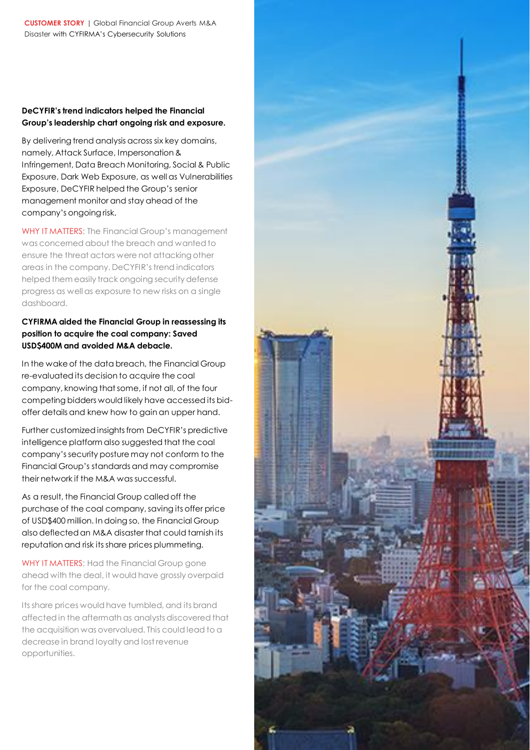**DeCYFIR's trend indicators helped the Financial Group's leadership chart ongoing risk and exposure.**

By delivering trend analysis across six key domains, namely, Attack Surface, Impersonation & Infringement, Data Breach Monitoring, Social & Public Exposure, Dark Web Exposure, as well as Vulnerabilities Exposure, DeCYFIR helped the Group's senior management monitor and stay ahead of the company's ongoing risk.

WHY IT MATTERS: The Financial Group's management was concerned about the breach and wanted to ensure the threat actors were not attacking other areas in the company. DeCYFIR's trend indicators helped them easily track ongoing security defense progress as well as exposure to new risks on a single dashboard.

**CYFIRMA aided the Financial Group in reassessing its position to acquire the coal company: Saved USD$400M and avoided M&A debacle.**

In the wake of the data breach, the Financial Group re-evaluated its decision to acquire the coal company, knowing that some, if not all, of the four competing bidders would likely have accessed its bid-offer details and knew how to gain an upper hand.

Further customized insights from DeCYFIR's predictive intelligence platform also suggested that the coal company's security posture may not conform to the Financial Group's standards and may compromise their network if the M&A was successful.

As a result, the Financial Group called off the purchase of the coal company, saving its offer price of USD$400 million. In doing so, the Financial Group also deflected an M&A disaster that could tarnish its reputation and risk its share prices plummeting.

WHY IT MATTERS: Had the Financial Group gone ahead with the deal, it would have grossly overpaid for the coal company.

Its share prices would have tumbled, and its brand affected in the aftermath as analysts discovered that the acquisition was overvalued. This could lead to a decrease in brand loyalty and lost revenue opportunities.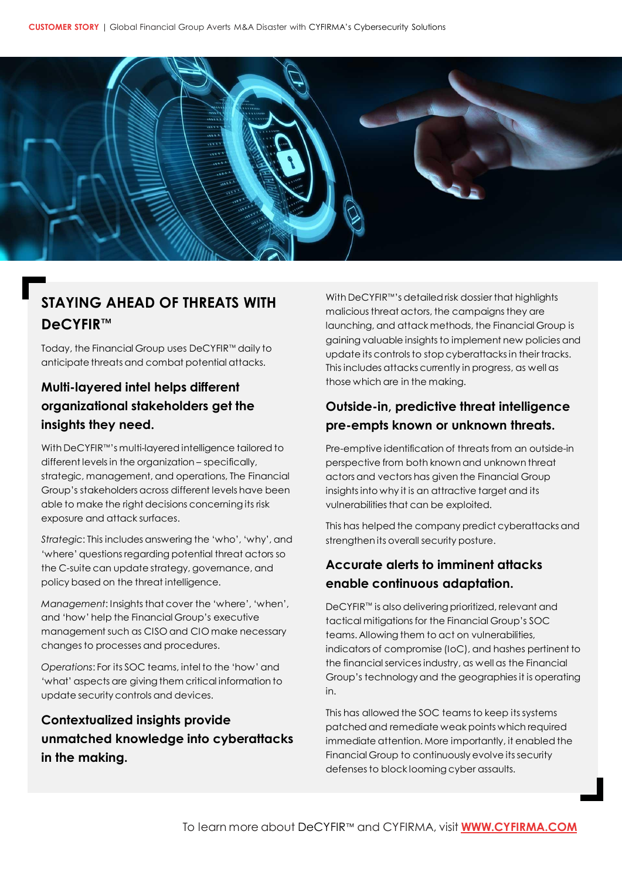## STAYING AHEAD OF THREATS WITH DeCYFIR™

Today, the Financial Group uses DeCYFIR™ daily to anticipate threats and combat potential attacks.

### Multi-layered intel helps different organizational stakeholders get the insights they need.

With DeCYFIR™'s multi-layered intelligence tailored to different levels in the organization – specifically, strategic, management, and operations, The Financial Group's stakeholders across different levels have been able to make the right decisions concerning its risk exposure and attack surfaces.

*Strategic*: This includes answering the 'who', 'why', and 'where' questions regarding potential threat actors so the C-suite can update strategy, governance, and policy based on the threat intelligence.

*Management*: Insights that cover the 'where', 'when', and 'how' help the Financial Group's executive management such as CISO and CIO make necessary changes to processes and procedures.

*Operations*: For its SOC teams, intel to the 'how' and 'what' aspects are giving them critical information to update security controls and devices.

### Contextualized insights provide unmatched knowledge into cyberattacks in the making.

With DeCYFIR™'s detailed risk dossier that highlights malicious threat actors, the campaigns they are launching, and attack methods, the Financial Group is gaining valuable insights to implement new policies and update its controls to stop cyberattacks in their tracks. This includes attacks currently in progress, as well as those which are in the making.

### Outside-in, predictive threat intelligence pre-empts known or unknown threats.

Pre-emptive identification of threats from an outside-in perspective from both known and unknown threat actors and vectors has given the Financial Group insights into why it is an attractive target and its vulnerabilities that can be exploited.

This has helped the company predict cyberattacks and strengthen its overall security posture.

### Accurate alerts to imminent attacks enable continuous adaptation.

DeCYFIR™ is also delivering prioritized, relevant and tactical mitigations for the Financial Group's SOC teams. Allowing them to act on vulnerabilities, indicators of compromise (IoC), and hashes pertinent to the financial services industry, as well as the Financial Group's technology and the geographies it is operating in.

This has allowed the SOC teams to keep its systems patched and remediate weak points which required immediate attention. More importantly, it enabled the Financial Group to continuously evolve its security defenses to block looming cyber assaults.

To learn more about DeCYFIR™ and CYFIRMA, visit **WWW.CYFIRMA.COM**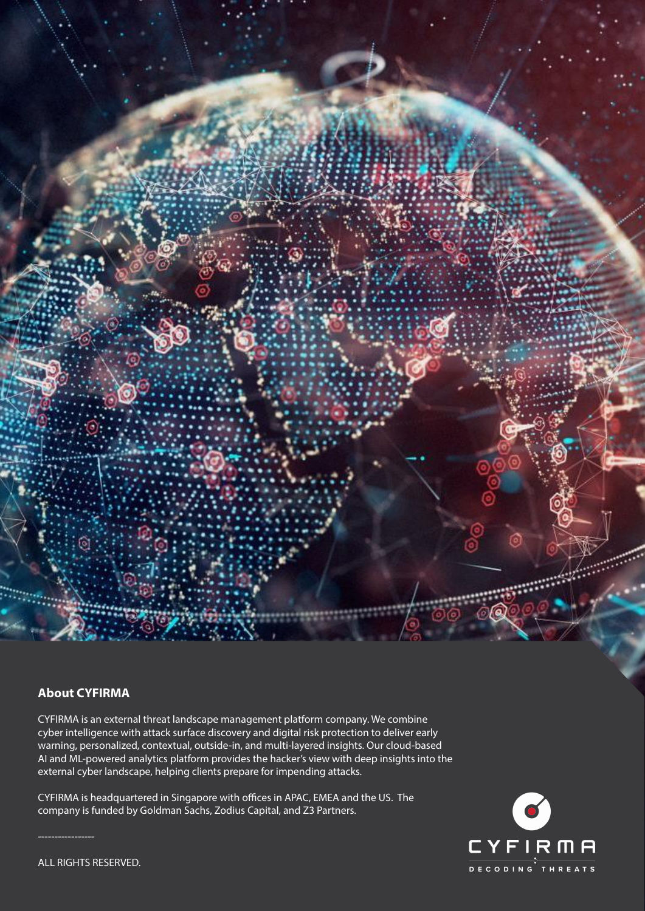## About CYFIRMA

CYFIRMA is an external threat landscape management platform company. We combine cyber intelligence with attack surface discovery and digital risk protection to deliver early warning, personalized, contextual, outside-in, and multi-layered insights. Our cloud-based AI and ML-powered analytics platform provides the hacker's view with deep insights into the external cyber landscape, helping clients prepare for impending attacks.

CYFIRMA is headquartered in Singapore with offices in APAC, EMEA and the US. The company is funded by Goldman Sachs, Zodius Capital, and Z3 Partners.

-----------------

ALL RIGHTS RESERVED.

CYFIRMA

DECODING THREATS